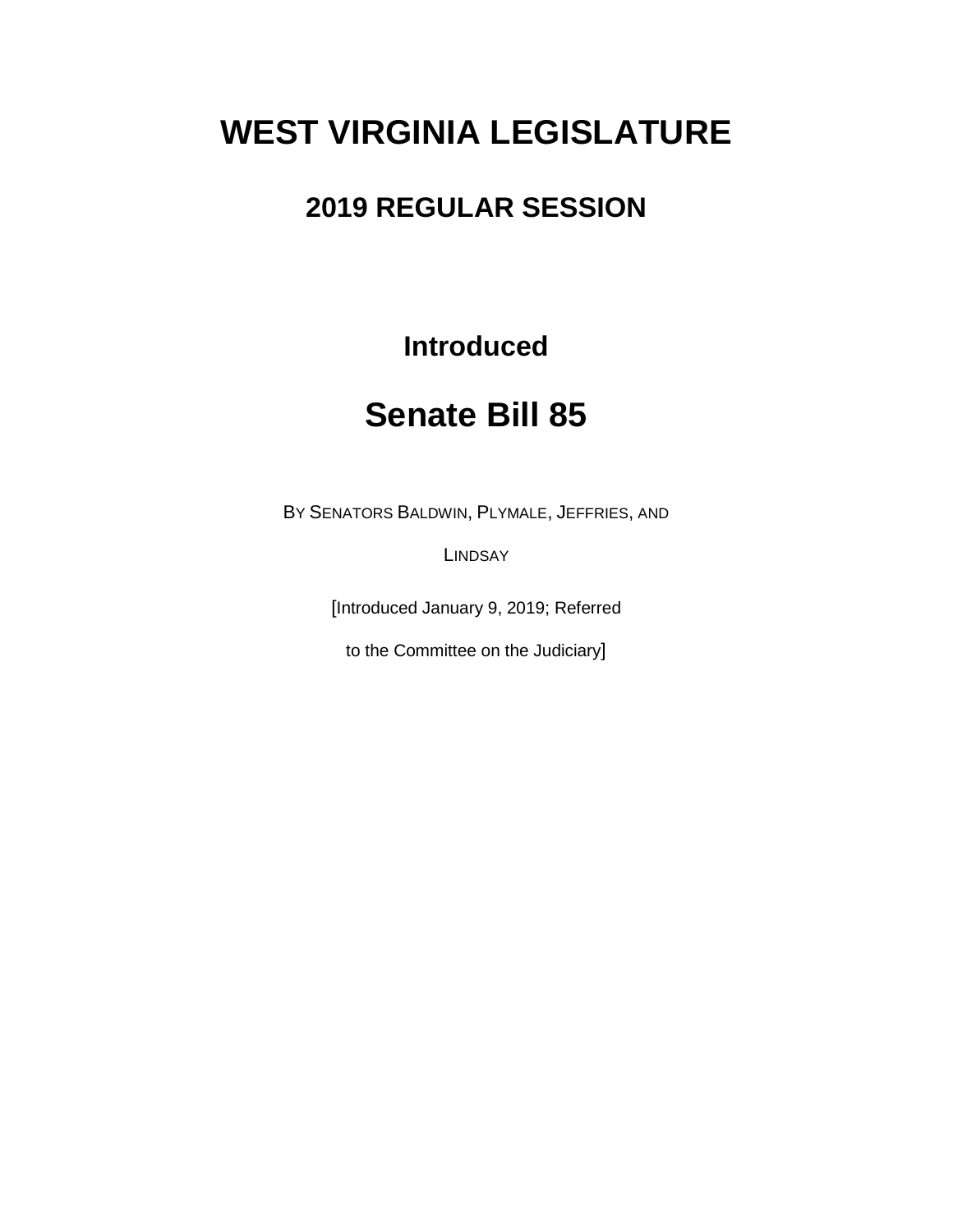# WEST VIRGINIA LEGISLATURE

## 2019 REGULAR SESSION

### Introduced

# Senate Bill 85

BY SENATORS BALDWIN, PLYMALE, JEFFRIES, AND LINDSAY

[Introduced January 9, 2019; Referred to the Committee on the Judiciary]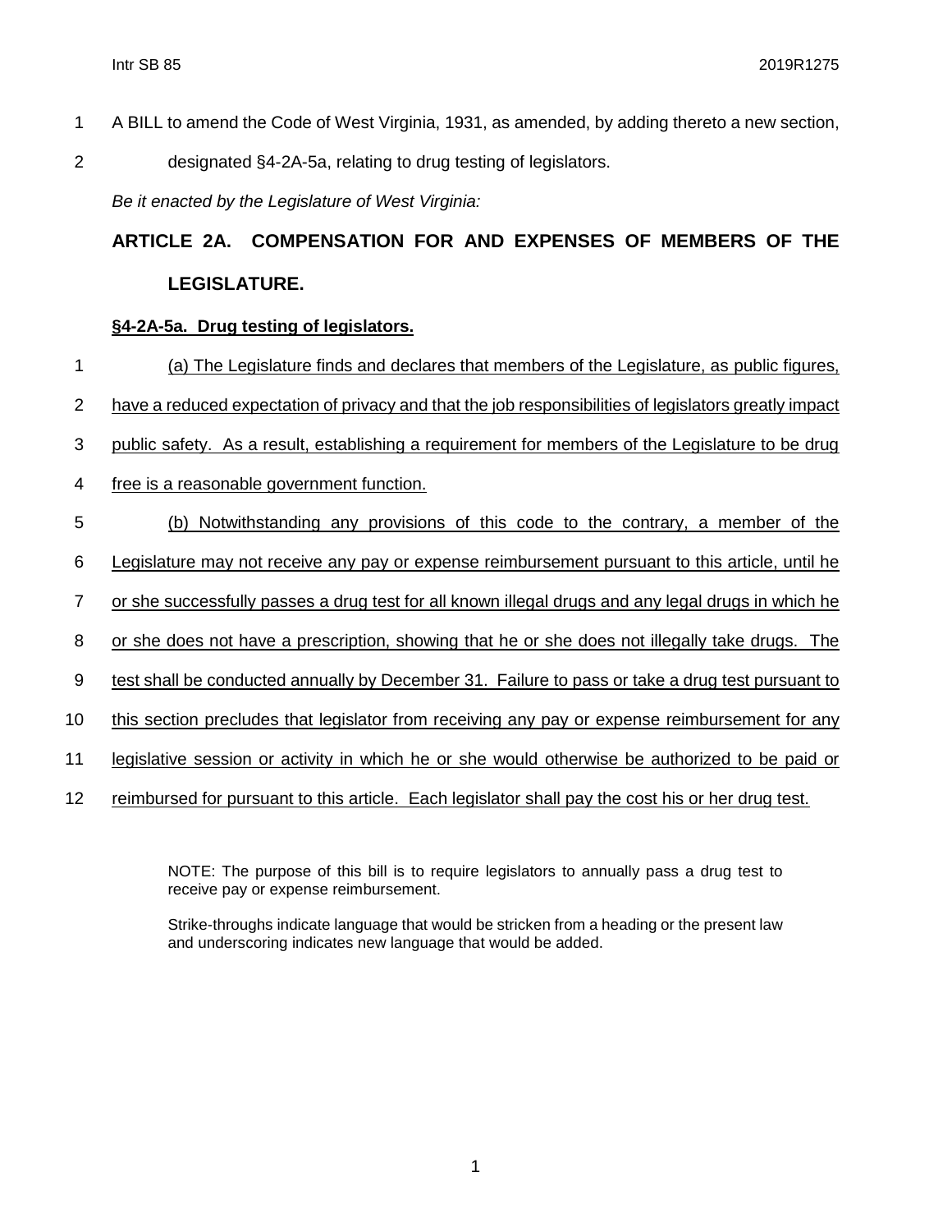A BILL to amend the Code of West Virginia, 1931, as amended, by adding thereto a new section, designated §4-2A-5a, relating to drug testing of legislators.

*Be it enacted by the Legislature of West Virginia:*

## ARTICLE 2A. COMPENSATION FOR AND EXPENSES OF MEMBERS OF THE LEGISLATURE.

### §4-2A-5a. Drug testing of legislators.

(a) The Legislature finds and declares that members of the Legislature, as public figures, have a reduced expectation of privacy and that the job responsibilities of legislators greatly impact public safety. As a result, establishing a requirement for members of the Legislature to be drug free is a reasonable government function.

(b) Notwithstanding any provisions of this code to the contrary, a member of the Legislature may not receive any pay or expense reimbursement pursuant to this article, until he or she successfully passes a drug test for all known illegal drugs and any legal drugs in which he or she does not have a prescription, showing that he or she does not illegally take drugs. The test shall be conducted annually by December 31. Failure to pass or take a drug test pursuant to this section precludes that legislator from receiving any pay or expense reimbursement for any legislative session or activity in which he or she would otherwise be authorized to be paid or reimbursed for pursuant to this article. Each legislator shall pay the cost his or her drug test.

NOTE: The purpose of this bill is to require legislators to annually pass a drug test to receive pay or expense reimbursement.

Strike-throughs indicate language that would be stricken from a heading or the present law and underscoring indicates new language that would be added.